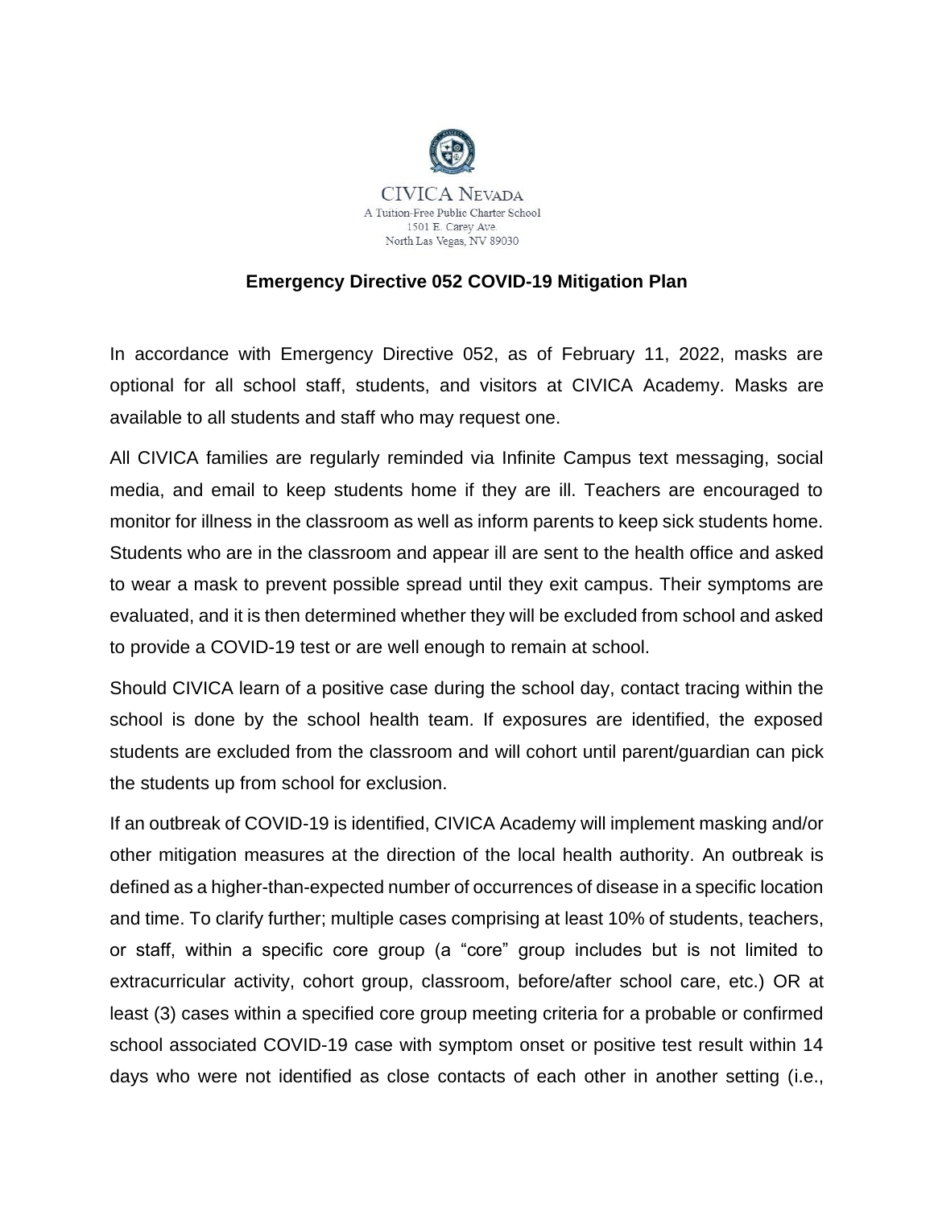CIVICA Nevada
A Tuition-Free Public Charter School
1501 E. Carey Ave.
North Las Vegas, NV 89030

# Emergency Directive 052 COVID-19 Mitigation Plan

In accordance with Emergency Directive 052, as of February 11, 2022, masks are optional for all school staff, students, and visitors at CIVICA Academy. Masks are available to all students and staff who may request one.

All CIVICA families are regularly reminded via Infinite Campus text messaging, social media, and email to keep students home if they are ill. Teachers are encouraged to monitor for illness in the classroom as well as inform parents to keep sick students home. Students who are in the classroom and appear ill are sent to the health office and asked to wear a mask to prevent possible spread until they exit campus. Their symptoms are evaluated, and it is then determined whether they will be excluded from school and asked to provide a COVID-19 test or are well enough to remain at school.

Should CIVICA learn of a positive case during the school day, contact tracing within the school is done by the school health team. If exposures are identified, the exposed students are excluded from the classroom and will cohort until parent/guardian can pick the students up from school for exclusion.

If an outbreak of COVID-19 is identified, CIVICA Academy will implement masking and/or other mitigation measures at the direction of the local health authority. An outbreak is defined as a higher-than-expected number of occurrences of disease in a specific location and time. To clarify further; multiple cases comprising at least 10% of students, teachers, or staff, within a specific core group (a "core" group includes but is not limited to extracurricular activity, cohort group, classroom, before/after school care, etc.) OR at least (3) cases within a specified core group meeting criteria for a probable or confirmed school associated COVID-19 case with symptom onset or positive test result within 14 days who were not identified as close contacts of each other in another setting (i.e.,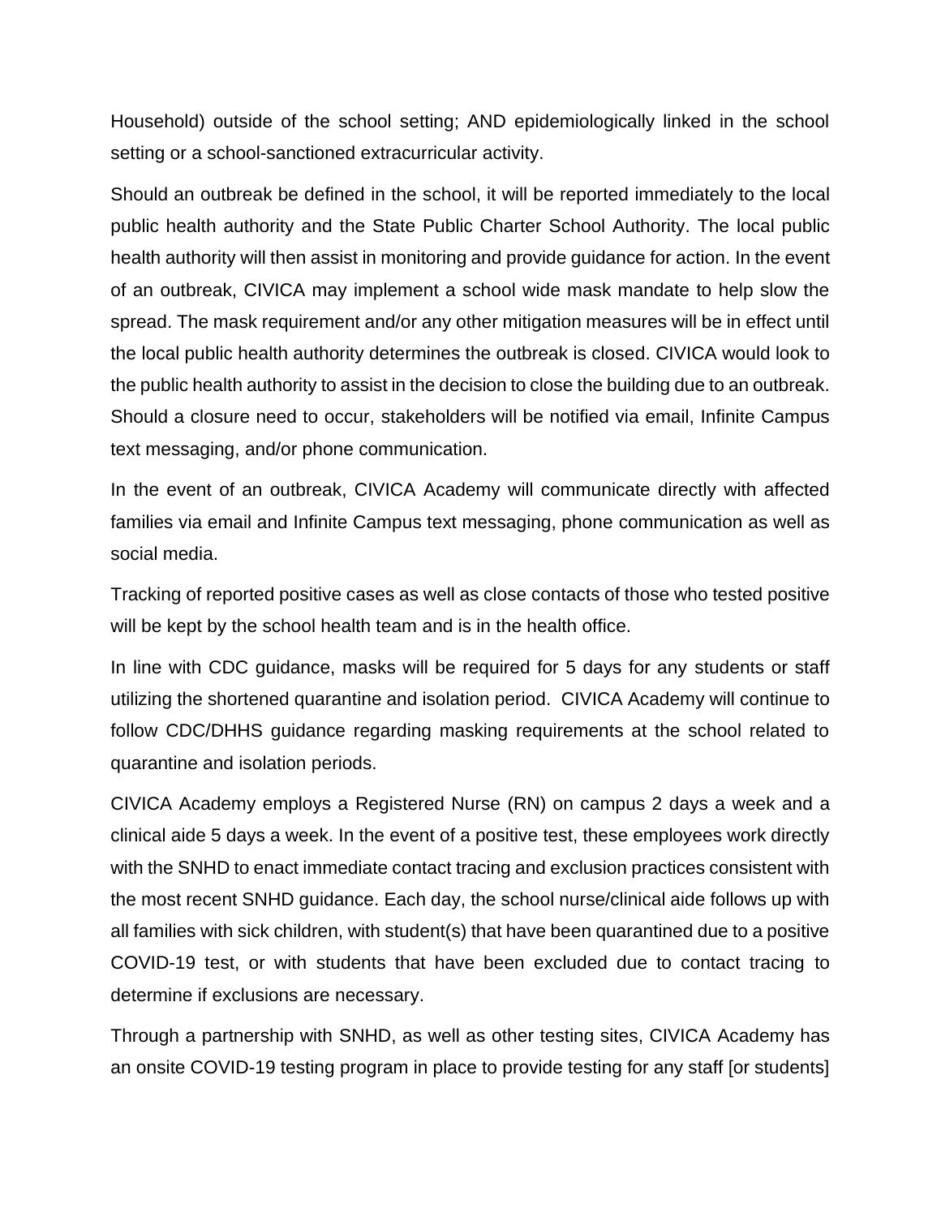Household) outside of the school setting; AND epidemiologically linked in the school setting or a school-sanctioned extracurricular activity.

Should an outbreak be defined in the school, it will be reported immediately to the local public health authority and the State Public Charter School Authority. The local public health authority will then assist in monitoring and provide guidance for action. In the event of an outbreak, CIVICA may implement a school wide mask mandate to help slow the spread. The mask requirement and/or any other mitigation measures will be in effect until the local public health authority determines the outbreak is closed. CIVICA would look to the public health authority to assist in the decision to close the building due to an outbreak. Should a closure need to occur, stakeholders will be notified via email, Infinite Campus text messaging, and/or phone communication.

In the event of an outbreak, CIVICA Academy will communicate directly with affected families via email and Infinite Campus text messaging, phone communication as well as social media.

Tracking of reported positive cases as well as close contacts of those who tested positive will be kept by the school health team and is in the health office.

In line with CDC guidance, masks will be required for 5 days for any students or staff utilizing the shortened quarantine and isolation period. CIVICA Academy will continue to follow CDC/DHHS guidance regarding masking requirements at the school related to quarantine and isolation periods.

CIVICA Academy employs a Registered Nurse (RN) on campus 2 days a week and a clinical aide 5 days a week. In the event of a positive test, these employees work directly with the SNHD to enact immediate contact tracing and exclusion practices consistent with the most recent SNHD guidance. Each day, the school nurse/clinical aide follows up with all families with sick children, with student(s) that have been quarantined due to a positive COVID-19 test, or with students that have been excluded due to contact tracing to determine if exclusions are necessary.

Through a partnership with SNHD, as well as other testing sites, CIVICA Academy has an onsite COVID-19 testing program in place to provide testing for any staff [or students]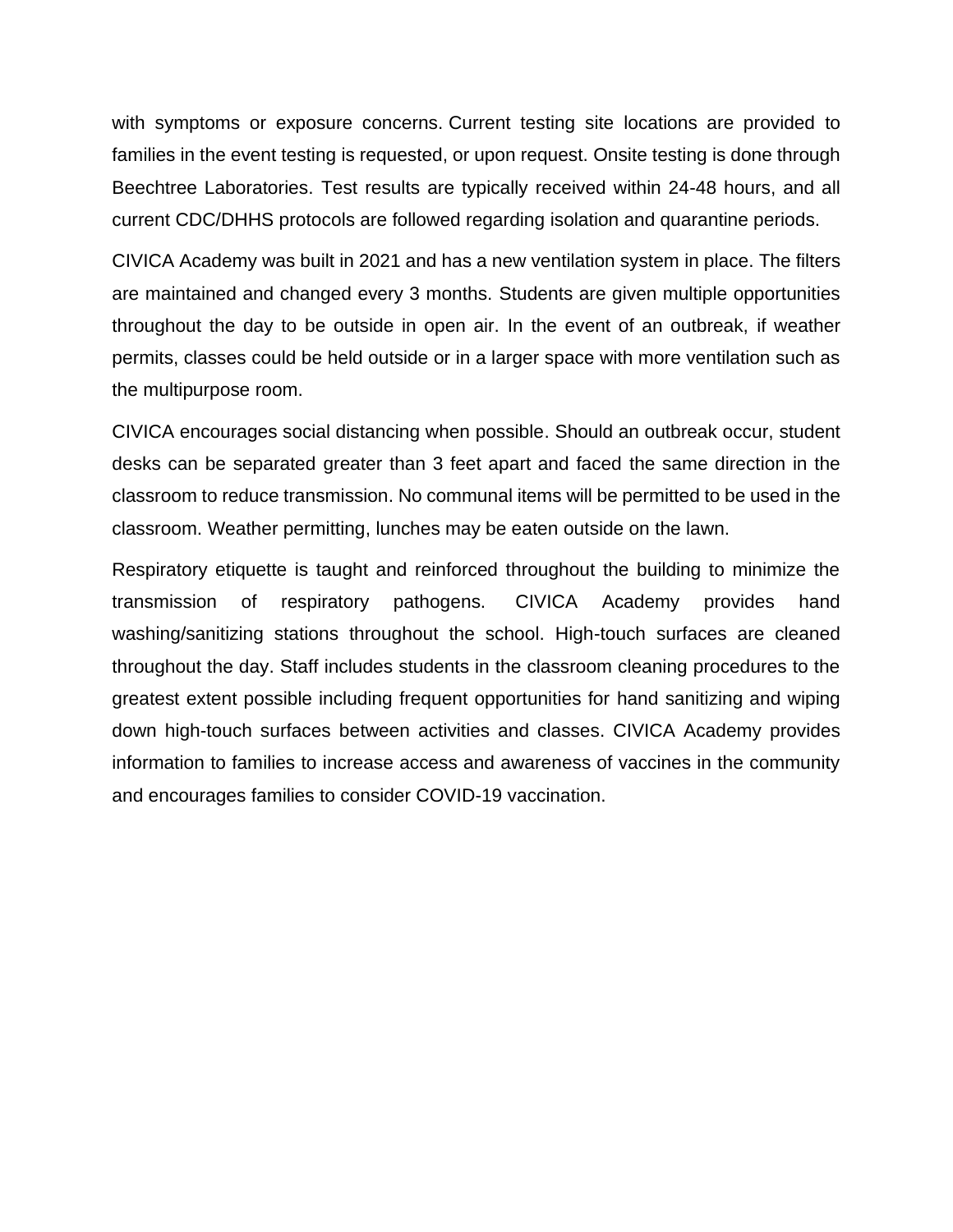with symptoms or exposure concerns. Current testing site locations are provided to families in the event testing is requested, or upon request. Onsite testing is done through Beechtree Laboratories. Test results are typically received within 24-48 hours, and all current CDC/DHHS protocols are followed regarding isolation and quarantine periods.

CIVICA Academy was built in 2021 and has a new ventilation system in place. The filters are maintained and changed every 3 months. Students are given multiple opportunities throughout the day to be outside in open air. In the event of an outbreak, if weather permits, classes could be held outside or in a larger space with more ventilation such as the multipurpose room.

CIVICA encourages social distancing when possible. Should an outbreak occur, student desks can be separated greater than 3 feet apart and faced the same direction in the classroom to reduce transmission. No communal items will be permitted to be used in the classroom. Weather permitting, lunches may be eaten outside on the lawn.

Respiratory etiquette is taught and reinforced throughout the building to minimize the transmission of respiratory pathogens. CIVICA Academy provides hand washing/sanitizing stations throughout the school. High-touch surfaces are cleaned throughout the day. Staff includes students in the classroom cleaning procedures to the greatest extent possible including frequent opportunities for hand sanitizing and wiping down high-touch surfaces between activities and classes. CIVICA Academy provides information to families to increase access and awareness of vaccines in the community and encourages families to consider COVID-19 vaccination.